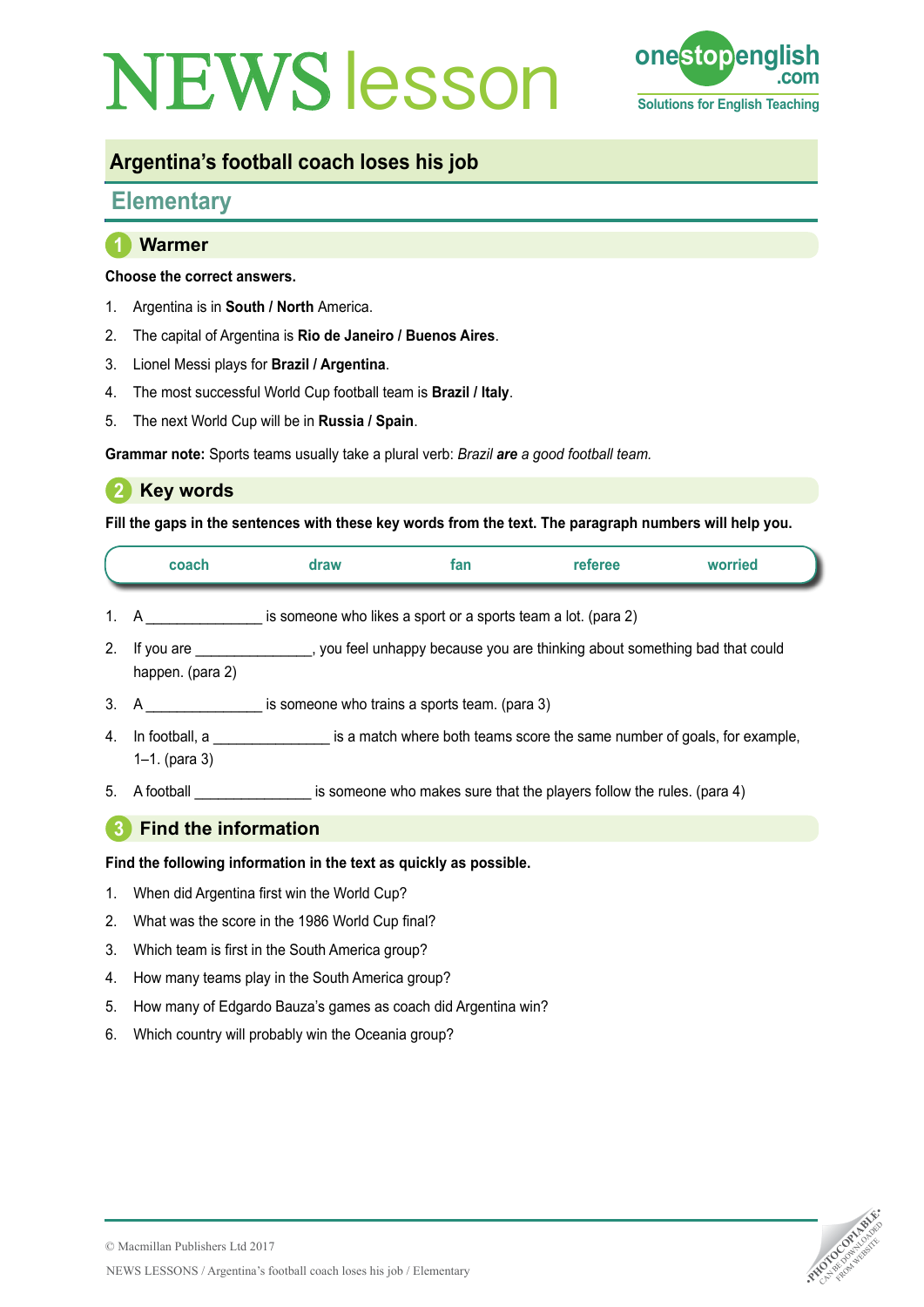# NEWS lesson

onestopenglish.com
Solutions for English Teaching

## Argentina's football coach loses his job

### Elementary

## 1 Warmer

**Choose the correct answers.**

1. Argentina is in **South / North** America.
2. The capital of Argentina is **Rio de Janeiro / Buenos Aires**.
3. Lionel Messi plays for **Brazil / Argentina**.
4. The most successful World Cup football team is **Brazil / Italy**.
5. The next World Cup will be in **Russia / Spain**.

**Grammar note:** Sports teams usually take a plural verb: *Brazil* ***are*** *a good football team.*

## 2 Key words

**Fill the gaps in the sentences with these key words from the text. The paragraph numbers will help you.**

| coach | draw | fan | referee | worried |
|---|---|---|---|---|

1. A _______________ is someone who likes a sport or a sports team a lot. (para 2)
2. If you are _______________, you feel unhappy because you are thinking about something bad that could happen. (para 2)
3. A _______________ is someone who trains a sports team. (para 3)
4. In football, a _______________ is a match where both teams score the same number of goals, for example, 1–1. (para 3)
5. A football _______________ is someone who makes sure that the players follow the rules. (para 4)

## 3 Find the information

**Find the following information in the text as quickly as possible.**

1. When did Argentina first win the World Cup?
2. What was the score in the 1986 World Cup final?
3. Which team is first in the South America group?
4. How many teams play in the South America group?
5. How many of Edgardo Bauza's games as coach did Argentina win?
6. Which country will probably win the Oceania group?

© Macmillan Publishers Ltd 2017

NEWS LESSONS / Argentina's football coach loses his job / Elementary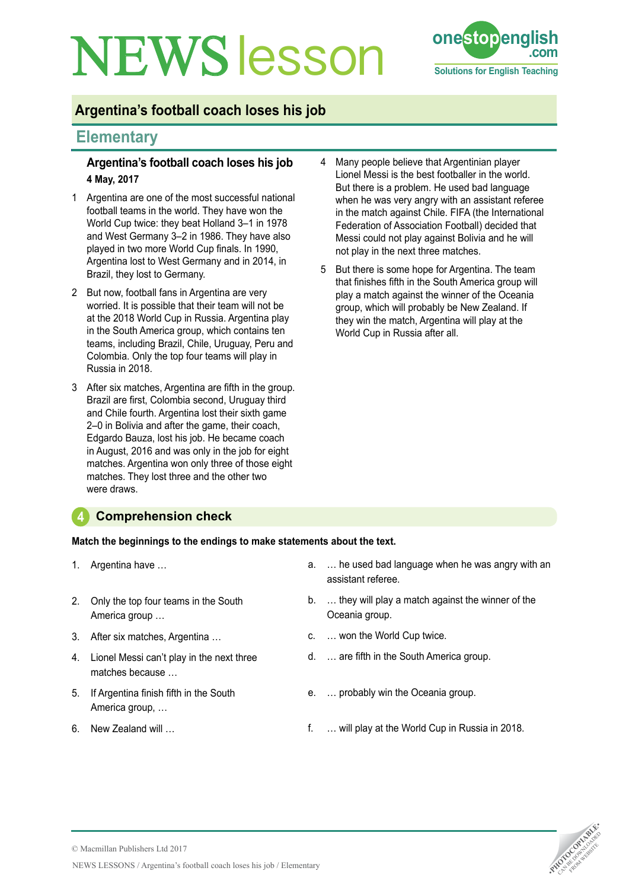# NEWS lesson

## Argentina's football coach loses his job

## Elementary

### Argentina's football coach loses his job

**4 May, 2017**

1 Argentina are one of the most successful national football teams in the world. They have won the World Cup twice: they beat Holland 3–1 in 1978 and West Germany 3–2 in 1986. They have also played in two more World Cup finals. In 1990, Argentina lost to West Germany and in 2014, in Brazil, they lost to Germany.

2 But now, football fans in Argentina are very worried. It is possible that their team will not be at the 2018 World Cup in Russia. Argentina play in the South America group, which contains ten teams, including Brazil, Chile, Uruguay, Peru and Colombia. Only the top four teams will play in Russia in 2018.

3 After six matches, Argentina are fifth in the group. Brazil are first, Colombia second, Uruguay third and Chile fourth. Argentina lost their sixth game 2–0 in Bolivia and after the game, their coach, Edgardo Bauza, lost his job. He became coach in August, 2016 and was only in the job for eight matches. Argentina won only three of those eight matches. They lost three and the other two were draws.

4 Many people believe that Argentinian player Lionel Messi is the best footballer in the world. But there is a problem. He used bad language when he was very angry with an assistant referee in the match against Chile. FIFA (the International Federation of Association Football) decided that Messi could not play against Bolivia and he will not play in the next three matches.

5 But there is some hope for Argentina. The team that finishes fifth in the South America group will play a match against the winner of the Oceania group, which will probably be New Zealand. If they win the match, Argentina will play at the World Cup in Russia after all.

## 4 Comprehension check

**Match the beginnings to the endings to make statements about the text.**

1. Argentina have …
2. Only the top four teams in the South America group …
3. After six matches, Argentina …
4. Lionel Messi can't play in the next three matches because …
5. If Argentina finish fifth in the South America group, …
6. New Zealand will …

a. … he used bad language when he was angry with an assistant referee.
b. … they will play a match against the winner of the Oceania group.
c. … won the World Cup twice.
d. … are fifth in the South America group.
e. … probably win the Oceania group.
f. … will play at the World Cup in Russia in 2018.

© Macmillan Publishers Ltd 2017

NEWS LESSONS / Argentina's football coach loses his job / Elementary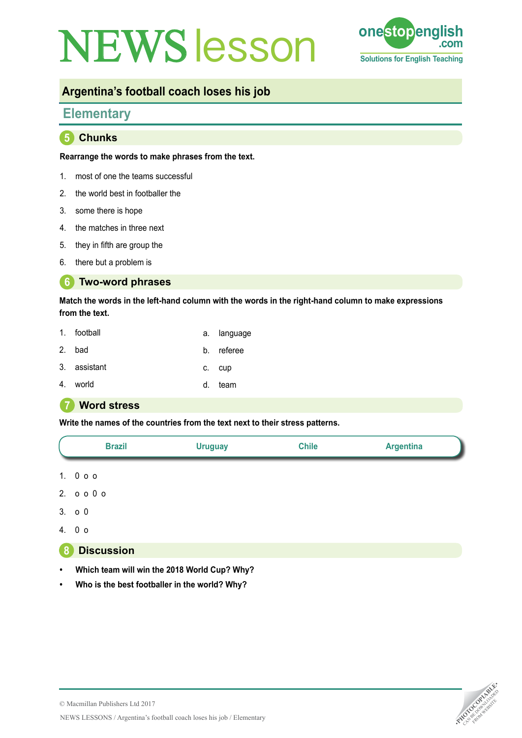# NEWS lesson

## Argentina's football coach loses his job

### Elementary

## 5 Chunks

**Rearrange the words to make phrases from the text.**

1. most of one the teams successful
2. the world best in footballer the
3. some there is hope
4. the matches in three next
5. they in fifth are group the
6. there but a problem is

## 6 Two-word phrases

**Match the words in the left-hand column with the words in the right-hand column to make expressions from the text.**

| | |
|---|---|
| 1. football | a. language |
| 2. bad | b. referee |
| 3. assistant | c. cup |
| 4. world | d. team |

## 7 Word stress

**Write the names of the countries from the text next to their stress patterns.**

| Brazil | Uruguay | Chile | Argentina |
|---|---|---|---|

1. 0 o o
2. o o 0 o
3. o 0
4. 0 o

## 8 Discussion

- **Which team will win the 2018 World Cup? Why?**
- **Who is the best footballer in the world? Why?**

© Macmillan Publishers Ltd 2017

NEWS LESSONS / Argentina's football coach loses his job / Elementary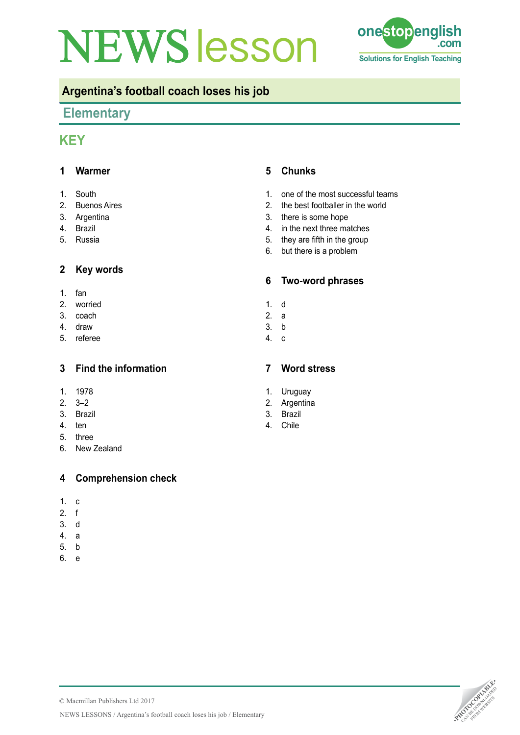# NEWS lesson

onestopenglish.com
Solutions for English Teaching

## Argentina's football coach loses his job

### Elementary

## KEY

### 1 Warmer

1. South
2. Buenos Aires
3. Argentina
4. Brazil
5. Russia

### 2 Key words

1. fan
2. worried
3. coach
4. draw
5. referee

### 3 Find the information

1. 1978
2. 3–2
3. Brazil
4. ten
5. three
6. New Zealand

### 4 Comprehension check

1. c
2. f
3. d
4. a
5. b
6. e

### 5 Chunks

1. one of the most successful teams
2. the best footballer in the world
3. there is some hope
4. in the next three matches
5. they are fifth in the group
6. but there is a problem

### 6 Two-word phrases

1. d
2. a
3. b
4. c

### 7 Word stress

1. Uruguay
2. Argentina
3. Brazil
4. Chile

© Macmillan Publishers Ltd 2017

NEWS LESSONS / Argentina's football coach loses his job / Elementary

PHOTOCOPIABLE CAN BE DOWNLOADED FROM WEBSITE